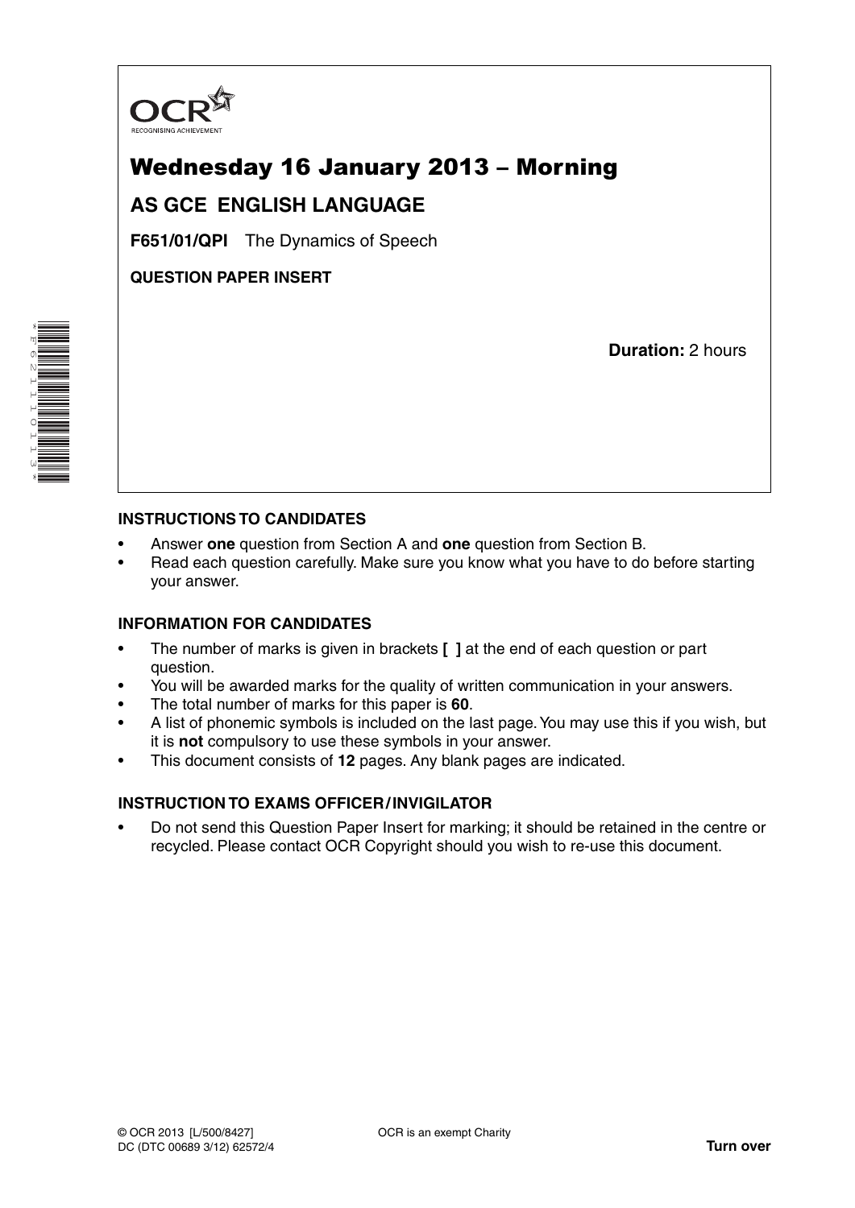OCR
RECOGNISING ACHIEVEMENT

# Wednesday 16 January 2013 – Morning

## AS GCE ENGLISH LANGUAGE

**F651/01/QPI** The Dynamics of Speech

**QUESTION PAPER INSERT**

**Duration:** 2 hours

### INSTRUCTIONS TO CANDIDATES

- Answer **one** question from Section A and **one** question from Section B.
- Read each question carefully. Make sure you know what you have to do before starting your answer.

### INFORMATION FOR CANDIDATES

- The number of marks is given in brackets **[ ]** at the end of each question or part question.
- You will be awarded marks for the quality of written communication in your answers.
- The total number of marks for this paper is **60**.
- A list of phonemic symbols is included on the last page. You may use this if you wish, but it is **not** compulsory to use these symbols in your answer.
- This document consists of **12** pages. Any blank pages are indicated.

### INSTRUCTION TO EXAMS OFFICER / INVIGILATOR

- Do not send this Question Paper Insert for marking; it should be retained in the centre or recycled. Please contact OCR Copyright should you wish to re-use this document.

© OCR 2013 [L/500/8427]
DC (DTC 00689 3/12) 62572/4

OCR is an exempt Charity

**Turn over**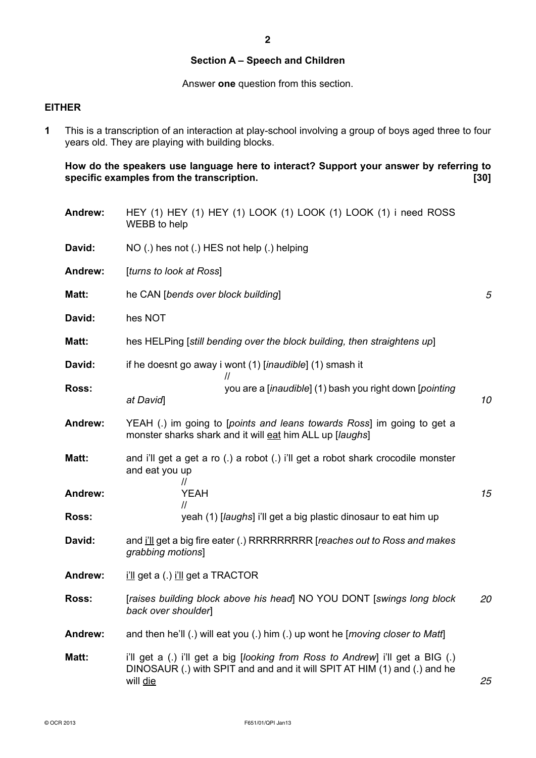## Section A – Speech and Children

Answer **one** question from this section.

**EITHER**

**1** This is a transcription of an interaction at play-school involving a group of boys aged three to four years old. They are playing with building blocks.

**How do the speakers use language here to interact? Support your answer by referring to specific examples from the transcription. [30]**

| | | |
|---|---|---|
| **Andrew:** | HEY (1) HEY (1) HEY (1) LOOK (1) LOOK (1) LOOK (1) i need ROSS WEBB to help | |
| **David:** | NO (.) hes not (.) HES not help (.) helping | |
| **Andrew:** | [*turns to look at Ross*] | |
| **Matt:** | he CAN [*bends over block building*] | *5* |
| **David:** | hes NOT | |
| **Matt:** | hes HELPing [*still bending over the block building, then straightens up*] | |
| **David:** | if he doesnt go away i wont (1) [*inaudible*] (1) smash it // | |
| **Ross:** | you are a [*inaudible*] (1) bash you right down [*pointing at David*] | *10* |
| **Andrew:** | YEAH (.) im going to [*points and leans towards Ross*] im going to get a monster sharks shark and it will <u>eat</u> him ALL up [*laughs*] | |
| **Matt:** | and i'll get a get a ro (.) a robot (.) i'll get a robot shark crocodile monster and eat you up // | |
| **Andrew:** | YEAH // | *15* |
| **Ross:** | yeah (1) [*laughs*] i'll get a big plastic dinosaur to eat him up | |
| **David:** | and <u>i'll</u> get a big fire eater (.) RRRRRRRRR [*reaches out to Ross and makes grabbing motions*] | |
| **Andrew:** | <u>i'll</u> get a (.) <u>i'll</u> get a TRACTOR | |
| **Ross:** | [*raises building block above his head*] NO YOU DONT [*swings long block back over shoulder*] | *20* |
| **Andrew:** | and then he'll (.) will eat you (.) him (.) up wont he [*moving closer to Matt*] | |
| **Matt:** | i'll get a (.) i'll get a big [*looking from Ross to Andrew*] i'll get a BIG (.) DINOSAUR (.) with SPIT and and and it will SPIT AT HIM (1) and (.) and he will <u>die</u> | *25* |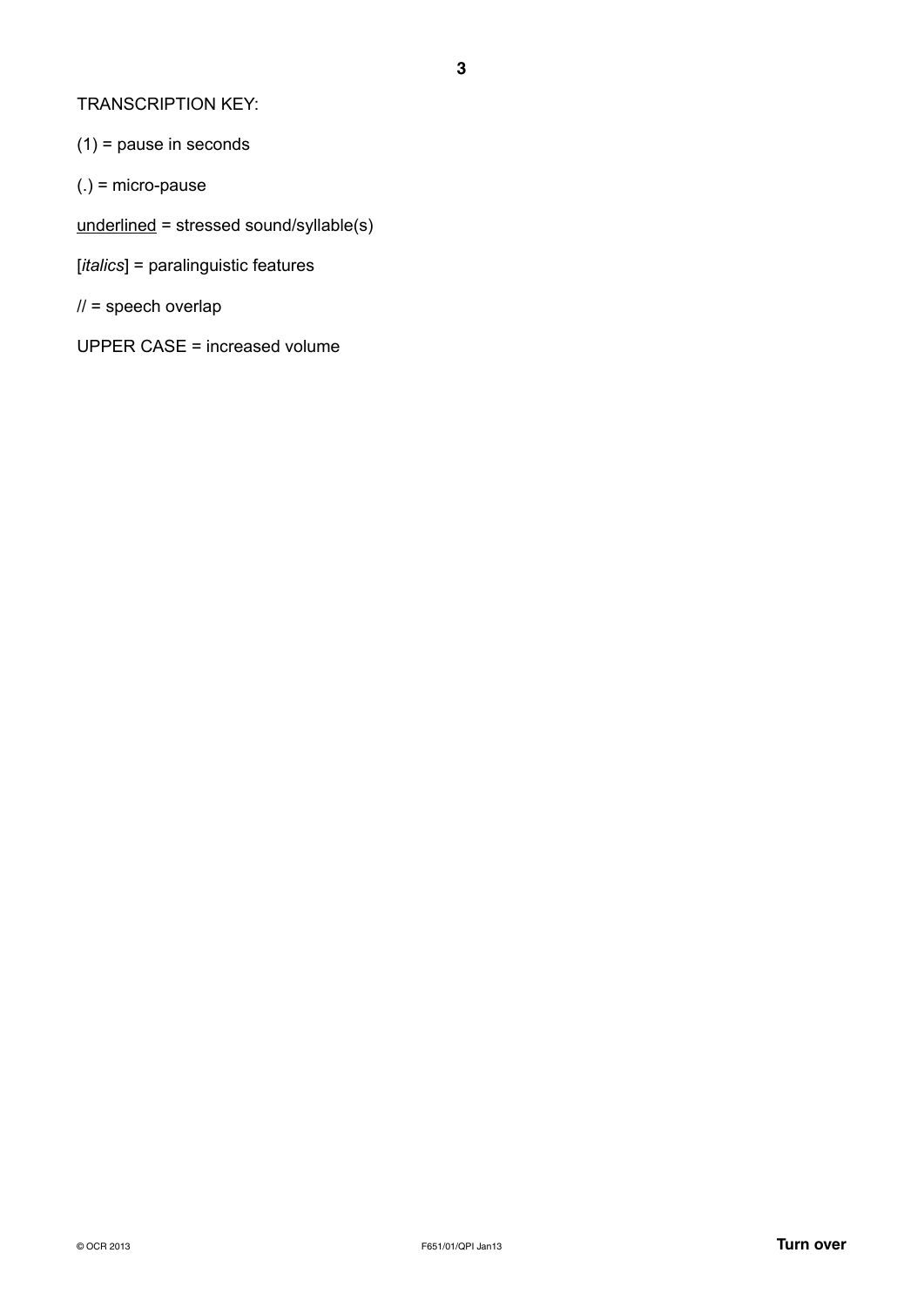TRANSCRIPTION KEY:

(1) = pause in seconds

(.) = micro-pause

<u>underlined</u> = stressed sound/syllable(s)

[*italics*] = paralinguistic features

// = speech overlap

UPPER CASE = increased volume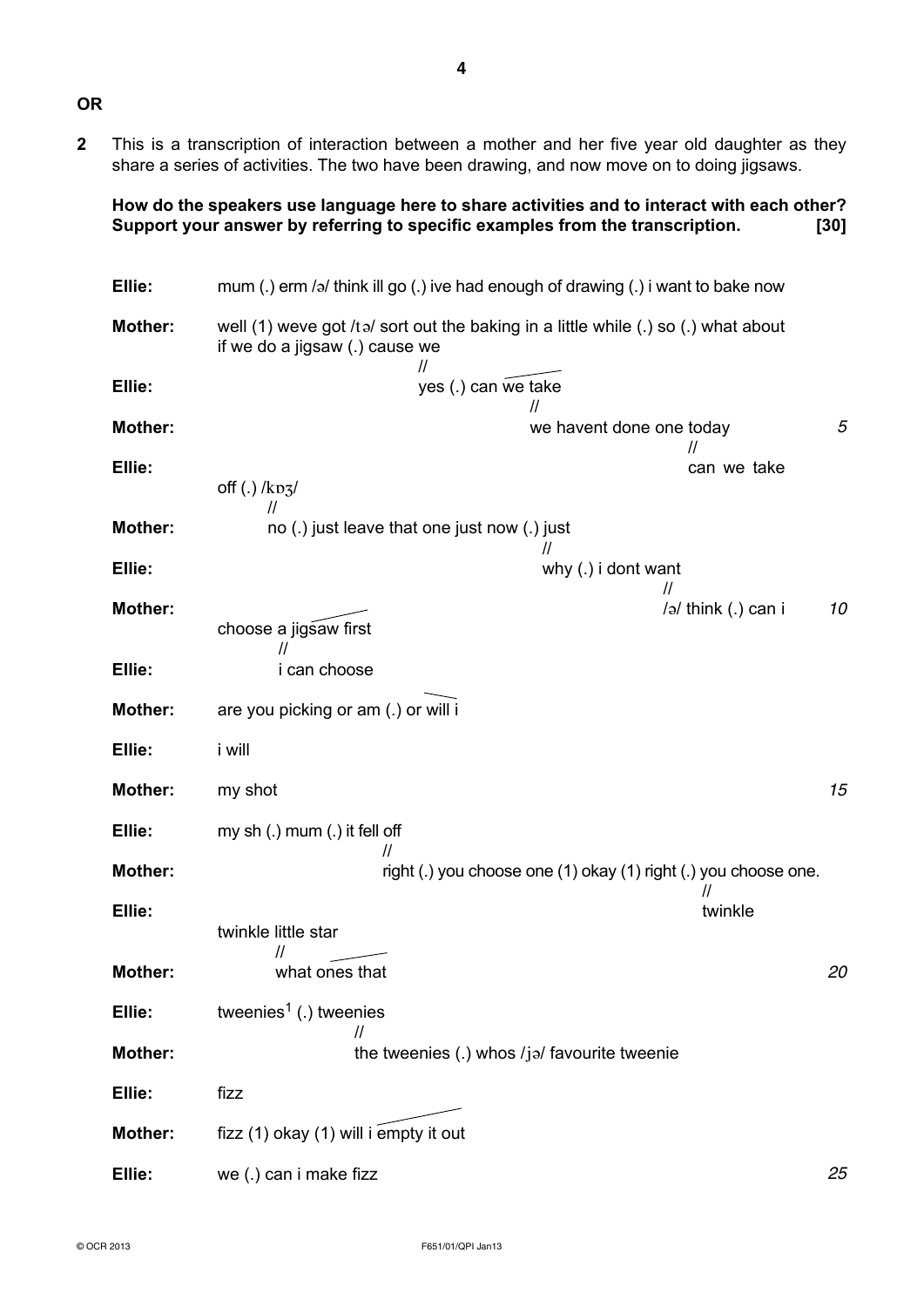**OR**

**2** This is a transcription of interaction between a mother and her five year old daughter as they share a series of activities. The two have been drawing, and now move on to doing jigsaws.

**How do the speakers use language here to share activities and to interact with each other? Support your answer by referring to specific examples from the transcription. [30]**

| | | |
|---|---|---|
| **Ellie:** | mum (.) erm /ə/ think ill go (.) ive had enough of drawing (.) i want to bake now | |
| **Mother:** | well (1) weve got /tə/ sort out the baking in a little while (.) so (.) what about if we do a jigsaw (.) cause we // | |
| **Ellie:** | yes (.) can we take // | |
| **Mother:** | we havent done one today // | 5 |
| **Ellie:** | can we take off (.) /kɒʒ/ // | |
| **Mother:** | no (.) just leave that one just now (.) just // | |
| **Ellie:** | why (.) i dont want // | |
| **Mother:** | /ə/ think (.) can i choose a jigsaw first // | 10 |
| **Ellie:** | i can choose | |
| **Mother:** | are you picking or am (.) or will i | |
| **Ellie:** | i will | |
| **Mother:** | my shot | 15 |
| **Ellie:** | my sh (.) mum (.) it fell off // | |
| **Mother:** | right (.) you choose one (1) okay (1) right (.) you choose one. // | |
| **Ellie:** | twinkle twinkle little star // | |
| **Mother:** | what ones that | 20 |
| **Ellie:** | tweenies[1] (.) tweenies // | |
| **Mother:** | the tweenies (.) whos /jə/ favourite tweenie | |
| **Ellie:** | fizz | |
| **Mother:** | fizz (1) okay (1) will i empty it out | |
| **Ellie:** | we (.) can i make fizz | 25 |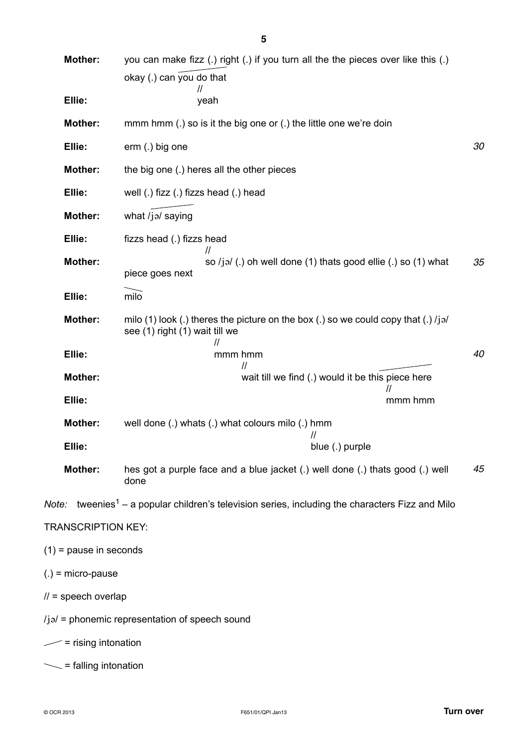| Speaker | Utterance | Line |
|---|---|---|
| **Mother:** | you can make fizz (.) right (.) if you turn all the the pieces over like this (.) okay (.) can you do that // | |
| **Ellie:** | yeah | |
| **Mother:** | mmm hmm (.) so is it the big one or (.) the little one we're doin | |
| **Ellie:** | erm (.) big one | *30* |
| **Mother:** | the big one (.) heres all the other pieces | |
| **Ellie:** | well (.) fizz (.) fizzs head (.) head | |
| **Mother:** | what /jə/ saying | |
| **Ellie:** | fizzs head (.) fizzs head // | |
| **Mother:** | so /jə/ (.) oh well done (1) thats good ellie (.) so (1) what piece goes next | *35* |
| **Ellie:** | milo | |
| **Mother:** | milo (1) look (.) theres the picture on the box (.) so we could copy that (.) /jə/ see (1) right (1) wait till we // | |
| **Ellie:** | mmm hmm // | *40* |
| **Mother:** | wait till we find (.) would it be this piece here // | |
| **Ellie:** | mmm hmm | |
| **Mother:** | well done (.) whats (.) what colours milo (.) hmm // | |
| **Ellie:** | blue (.) purple | |
| **Mother:** | hes got a purple face and a blue jacket (.) well done (.) thats good (.) well done | *45* |

*Note:* tweenies[1] – a popular children's television series, including the characters Fizz and Milo

TRANSCRIPTION KEY:

(1) = pause in seconds

(.) = micro-pause

// = speech overlap

/jə/ = phonemic representation of speech sound

↗ = rising intonation

↘ = falling intonation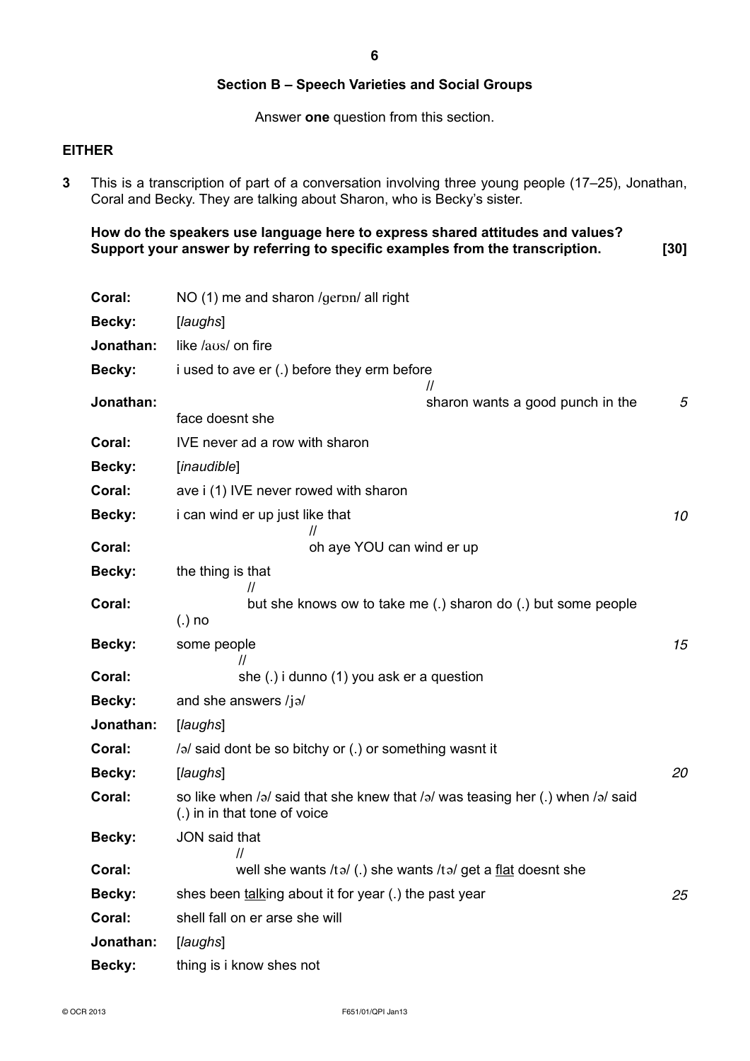## Section B – Speech Varieties and Social Groups

Answer **one** question from this section.

**EITHER**

**3** This is a transcription of part of a conversation involving three young people (17–25), Jonathan, Coral and Becky. They are talking about Sharon, who is Becky's sister.

**How do the speakers use language here to express shared attitudes and values? Support your answer by referring to specific examples from the transcription. [30]**

| Speaker | Utterance | Line |
|---|---|---|
| **Coral:** | NO (1) me and sharon /gerɒn/ all right | |
| **Becky:** | [*laughs*] | |
| **Jonathan:** | like /aʊs/ on fire | |
| **Becky:** | i used to ave er (.) before they erm before // | |
| **Jonathan:** | sharon wants a good punch in the face doesnt she | 5 |
| **Coral:** | IVE never ad a row with sharon | |
| **Becky:** | [*inaudible*] | |
| **Coral:** | ave i (1) IVE never rowed with sharon | |
| **Becky:** | i can wind er up just like that // | 10 |
| **Coral:** | oh aye YOU can wind er up | |
| **Becky:** | the thing is that // | |
| **Coral:** | but she knows ow to take me (.) sharon do (.) but some people (.) no | |
| **Becky:** | some people // | 15 |
| **Coral:** | she (.) i dunno (1) you ask er a question | |
| **Becky:** | and she answers /jə/ | |
| **Jonathan:** | [*laughs*] | |
| **Coral:** | /ə/ said dont be so bitchy or (.) or something wasnt it | |
| **Becky:** | [*laughs*] | 20 |
| **Coral:** | so like when /ə/ said that she knew that /ə/ was teasing her (.) when /ə/ said (.) in in that tone of voice | |
| **Becky:** | JON said that // | |
| **Coral:** | well she wants /tə/ (.) she wants /tə/ get a <u>flat</u> doesnt she | |
| **Becky:** | shes been <u>talk</u>ing about it for year (.) the past year | 25 |
| **Coral:** | shell fall on er arse she will | |
| **Jonathan:** | [*laughs*] | |
| **Becky:** | thing is i know shes not | |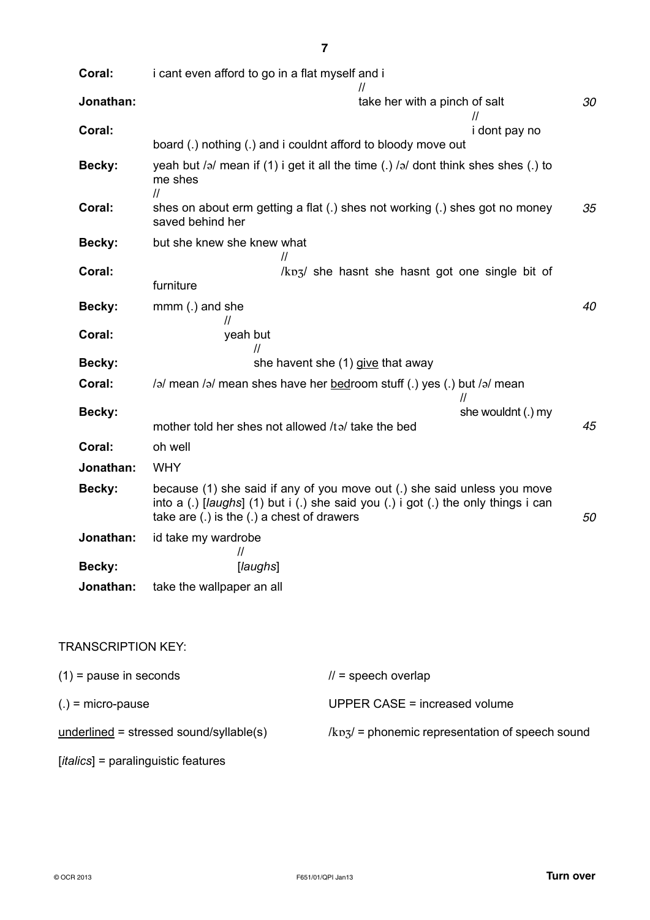| | | |
|---|---|---|
| **Coral:** | i cant even afford to go in a flat myself and i // | |
| **Jonathan:** | take her with a pinch of salt // | 30 |
| **Coral:** | i dont pay no board (.) nothing (.) and i couldnt afford to bloody move out | |
| **Becky:** | yeah but /ə/ mean if (1) i get it all the time (.) /ə/ dont think shes shes (.) to me shes // | |
| **Coral:** | shes on about erm getting a flat (.) shes not working (.) shes got no money saved behind her | 35 |
| **Becky:** | but she knew she knew what // | |
| **Coral:** | /kɒʒ/ she hasnt she hasnt got one single bit of furniture | |
| **Becky:** | mmm (.) and she // | 40 |
| **Coral:** | yeah but // | |
| **Becky:** | she havent she (1) <u>give</u> that away | |
| **Coral:** | /ə/ mean /ə/ mean shes have her <u>bed</u>room stuff (.) yes (.) but /ə/ mean // | |
| **Becky:** | she wouldnt (.) my mother told her shes not allowed /tə/ take the bed | 45 |
| **Coral:** | oh well | |
| **Jonathan:** | WHY | |
| **Becky:** | because (1) she said if any of you move out (.) she said unless you move into a (.) [*laughs*] (1) but i (.) she said you (.) i got (.) the only things i can take are (.) is the (.) a chest of drawers | 50 |
| **Jonathan:** | id take my wardrobe // | |
| **Becky:** | [*laughs*] | |
| **Jonathan:** | take the wallpaper an all | |

TRANSCRIPTION KEY:

| | |
|---|---|
| (1) = pause in seconds | // = speech overlap |
| (.) = micro-pause | UPPER CASE = increased volume |
| <u>underlined</u> = stressed sound/syllable(s) | /kɒʒ/ = phonemic representation of speech sound |
| [*italics*] = paralinguistic features | |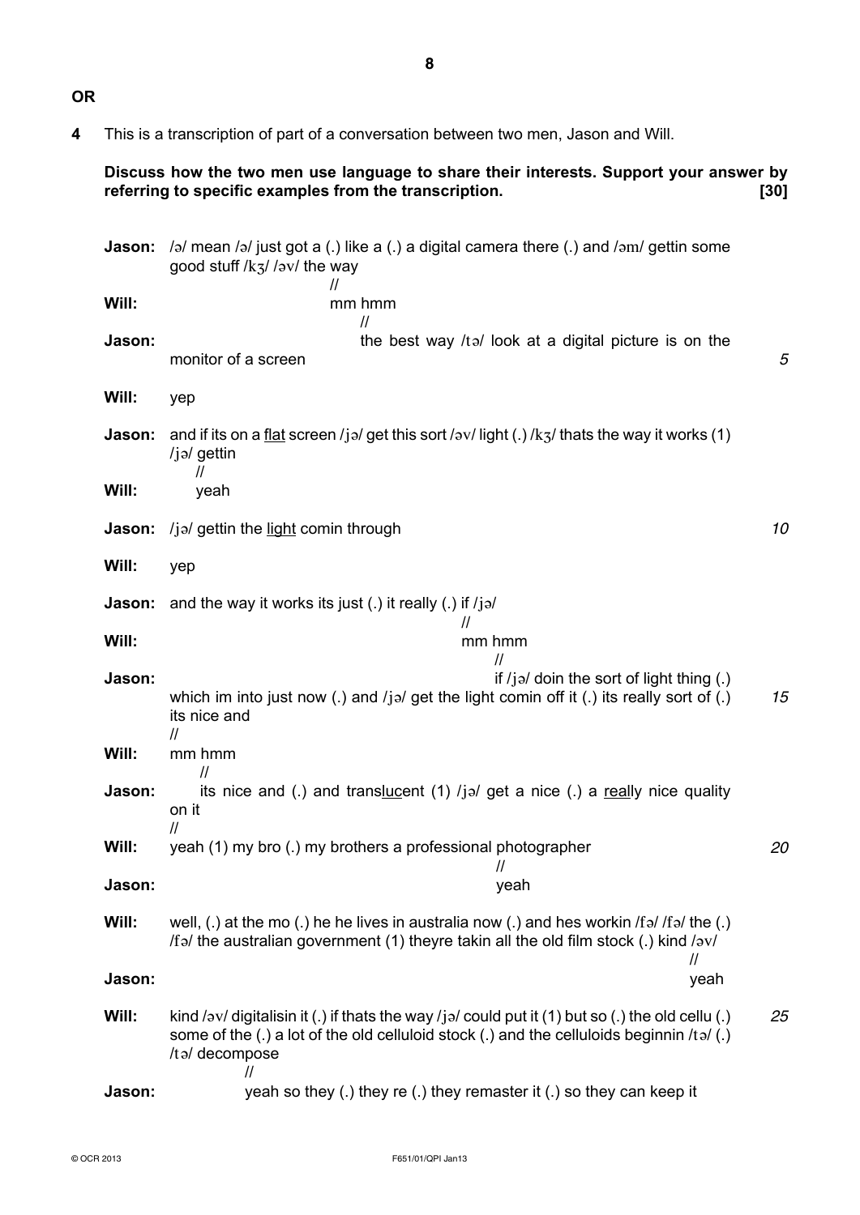**OR**

**4** This is a transcription of part of a conversation between two men, Jason and Will.

**Discuss how the two men use language to share their interests. Support your answer by referring to specific examples from the transcription. [30]**

**Jason:** /ə/ mean /ə/ just got a (.) like a (.) a digital camera there (.) and /əm/ gettin some good stuff /kʒ/ /əv/ the way
//

**Will:** mm hmm
//

**Jason:** the best way /tə/ look at a digital picture is on the monitor of a screen *5*

**Will:** yep

**Jason:** and if its on a <u>flat</u> screen /jə/ get this sort /əv/ light (.) /kʒ/ thats the way it works (1) /jə/ gettin
//

**Will:** yeah

**Jason:** /jə/ gettin the <u>light</u> comin through *10*

**Will:** yep

**Jason:** and the way it works its just (.) it really (.) if /jə/
//

**Will:** mm hmm
//

**Jason:** if /jə/ doin the sort of light thing (.) which im into just now (.) and /jə/ get the light comin off it (.) its really sort of (.) its nice and *15*
//

**Will:** mm hmm
//

**Jason:** its nice and (.) and trans<u>luc</u>ent (1) /jə/ get a nice (.) a <u>real</u>ly nice quality on it
//

**Will:** yeah (1) my bro (.) my brothers a professional photographer *20*
//

**Jason:** yeah

**Will:** well, (.) at the mo (.) he he lives in australia now (.) and hes workin /fə/ /fə/ the (.) /fə/ the australian government (1) theyre takin all the old film stock (.) kind /əv/
//

**Jason:** yeah

**Will:** kind /əv/ digitalisin it (.) if thats the way /jə/ could put it (1) but so (.) the old cellu (.) some of the (.) a lot of the old celluloid stock (.) and the celluloids beginnin /tə/ (.) /tə/ decompose *25*
//

**Jason:** yeah so they (.) they re (.) they remaster it (.) so they can keep it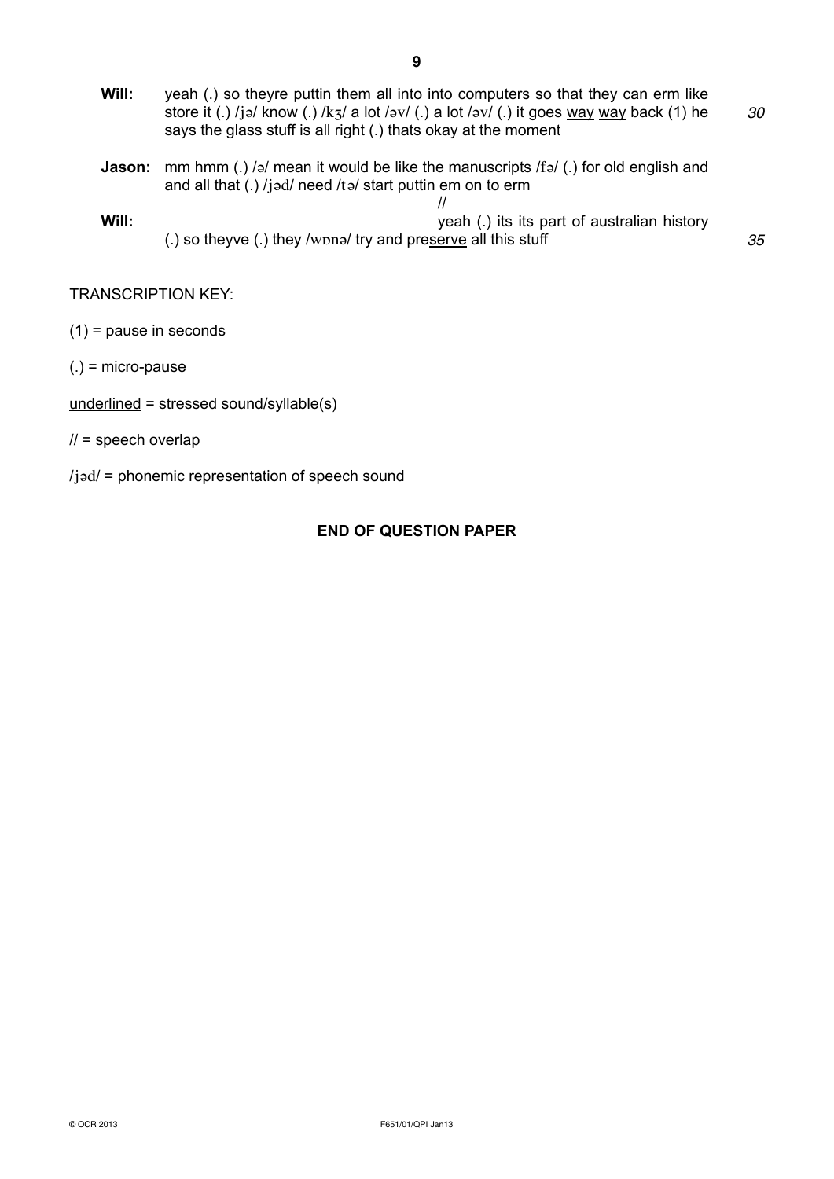**Will:** yeah (.) so theyre puttin them all into into computers so that they can erm like store it (.) /jə/ know (.) /kʒ/ a lot /əv/ (.) a lot /əv/ (.) it goes <u>way</u> <u>way</u> back (1) he says the glass stuff is all right (.) thats okay at the moment *30*

**Jason:** mm hmm (.) /ə/ mean it would be like the manuscripts /fə/ (.) for old english and and all that (.) /jəd/ need /tə/ start puttin em on to erm
//

**Will:** yeah (.) its its part of australian history (.) so theyve (.) they /wɒnə/ try and pre<u>serve</u> all this stuff *35*

TRANSCRIPTION KEY:

(1) = pause in seconds

(.) = micro-pause

<u>underlined</u> = stressed sound/syllable(s)

// = speech overlap

/jəd/ = phonemic representation of speech sound

**END OF QUESTION PAPER**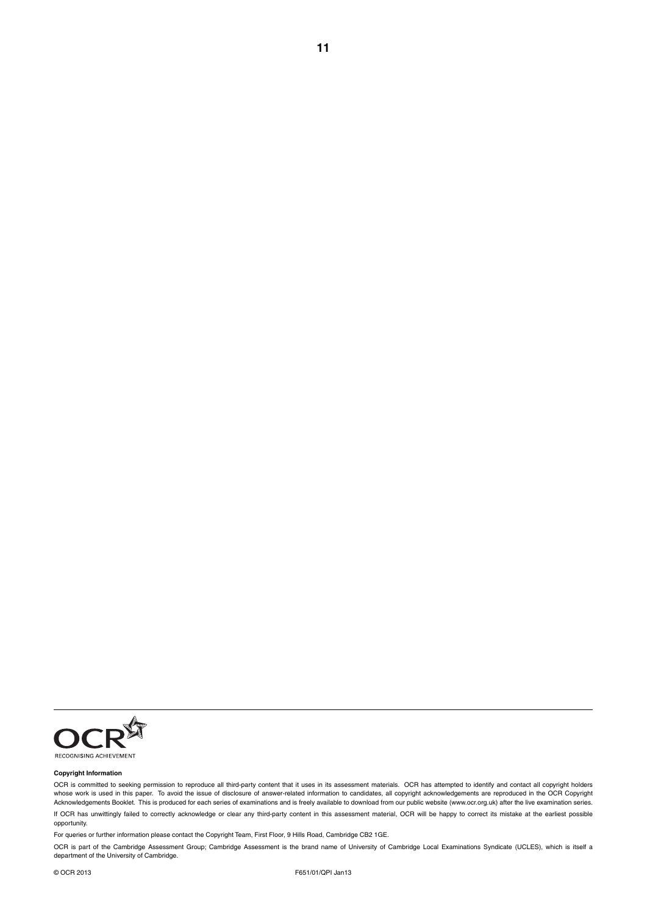OCR

RECOGNISING ACHIEVEMENT

**Copyright Information**

OCR is committed to seeking permission to reproduce all third-party content that it uses in its assessment materials. OCR has attempted to identify and contact all copyright holders whose work is used in this paper. To avoid the issue of disclosure of answer-related information to candidates, all copyright acknowledgements are reproduced in the OCR Copyright Acknowledgements Booklet. This is produced for each series of examinations and is freely available to download from our public website (www.ocr.org.uk) after the live examination series.

If OCR has unwittingly failed to correctly acknowledge or clear any third-party content in this assessment material, OCR will be happy to correct its mistake at the earliest possible opportunity.

For queries or further information please contact the Copyright Team, First Floor, 9 Hills Road, Cambridge CB2 1GE.

OCR is part of the Cambridge Assessment Group; Cambridge Assessment is the brand name of University of Cambridge Local Examinations Syndicate (UCLES), which is itself a department of the University of Cambridge.

© OCR 2013 F651/01/QPI Jan13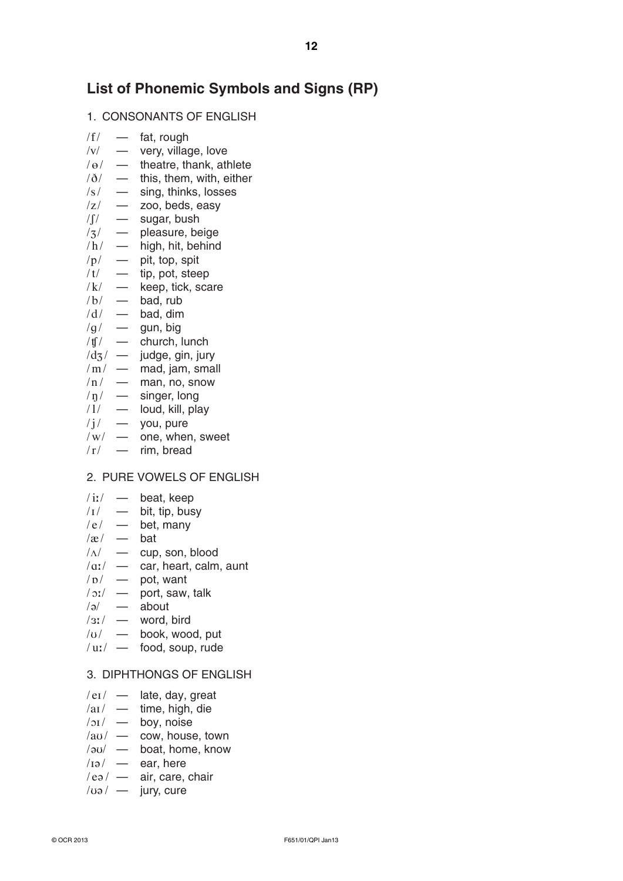# List of Phonemic Symbols and Signs (RP)

## 1. CONSONANTS OF ENGLISH

/f/ — fat, rough
/v/ — very, village, love
/θ/ — theatre, thank, athlete
/ð/ — this, them, with, either
/s/ — sing, thinks, losses
/z/ — zoo, beds, easy
/ʃ/ — sugar, bush
/ʒ/ — pleasure, beige
/h/ — high, hit, behind
/p/ — pit, top, spit
/t/ — tip, pot, steep
/k/ — keep, tick, scare
/b/ — bad, rub
/d/ — bad, dim
/g/ — gun, big
/ʧ/ — church, lunch
/dʒ/ — judge, gin, jury
/m/ — mad, jam, small
/n/ — man, no, snow
/ŋ/ — singer, long
/l/ — loud, kill, play
/j/ — you, pure
/w/ — one, when, sweet
/r/ — rim, bread

## 2. PURE VOWELS OF ENGLISH

/iː/ — beat, keep
/ɪ/ — bit, tip, busy
/e/ — bet, many
/æ/ — bat
/ʌ/ — cup, son, blood
/ɑː/ — car, heart, calm, aunt
/ɒ/ — pot, want
/ɔː/ — port, saw, talk
/ə/ — about
/ɜː/ — word, bird
/ʊ/ — book, wood, put
/uː/ — food, soup, rude

## 3. DIPHTHONGS OF ENGLISH

/eɪ/ — late, day, great
/aɪ/ — time, high, die
/ɔɪ/ — boy, noise
/aʊ/ — cow, house, town
/əʊ/ — boat, home, know
/ɪə/ — ear, here
/eə/ — air, care, chair
/ʊə/ — jury, cure